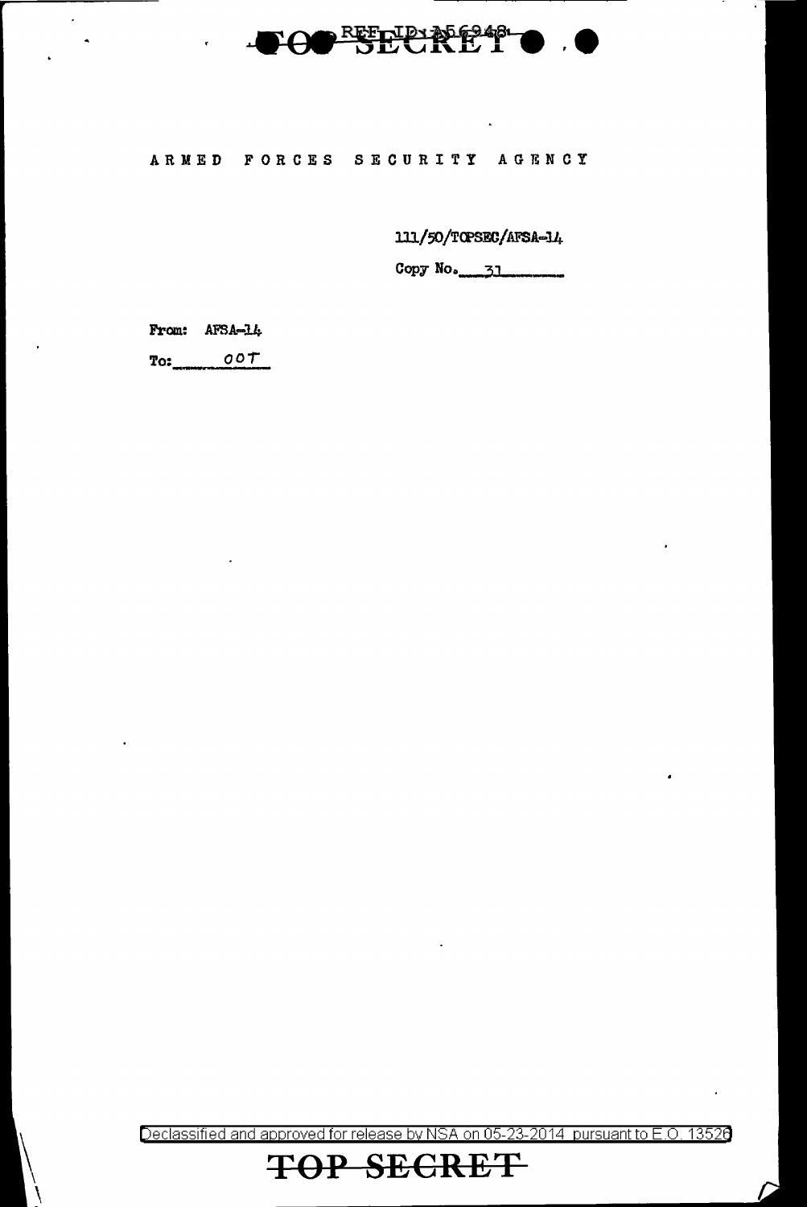TOP SECRET

ARMED FORCES SECURITY AGENCY

111/50/TOPSEC/AFSA-14

Copy No. 31

From: AFSA-14

To: OOT

Declassified and approved for release by NSA on 05-23-2014 pursuant to E.O. 13526

TOP SECRET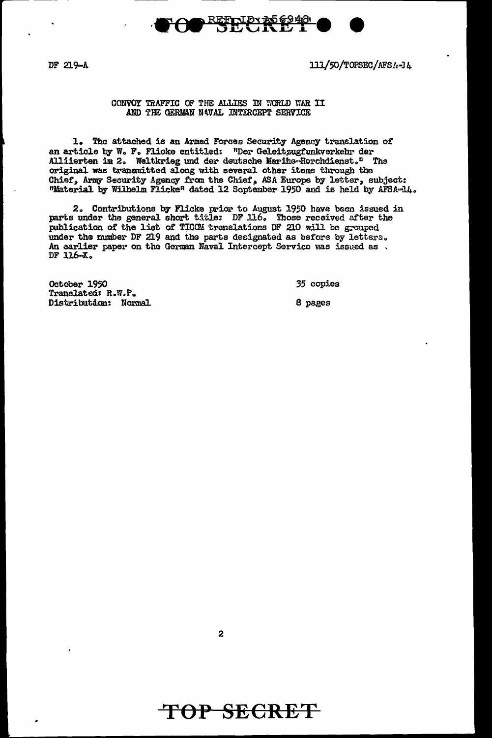TOP SECRET

REF ID: A56948

DF 219-A

111/50/TOPSEC/AFSA-14

CONVOY TRAFFIC OF THE ALLIES IN WORLD WAR II
AND THE GERMAN NAVAL INTERCEPT SERVICE

1. The attached is an Armed Forces Security Agency translation of an article by W. F. Flicke entitled: "Der Geleitzugfunkverkehr der Alliierten im 2. Weltkrieg und der deutsche Marine-Horchdienst." The original was transmitted along with several other items through the Chief, Army Security Agency from the Chief, ASA Europe by letter, subject: "Material by Wilhelm Flicke" dated 12 September 1950 and is held by AFSA-14.

2. Contributions by Flicke prior to August 1950 have been issued in parts under the general short title: DF 116. Those received after the publication of the list of TICOM translations DF 210 will be grouped under the number DF 219 and the parts designated as before by letters. An earlier paper on the German Naval Intercept Service was issued as DF 116-X.

October 1950
Translated: R.W.P.
Distribution: Normal

35 copies

8 pages

TOP SECRET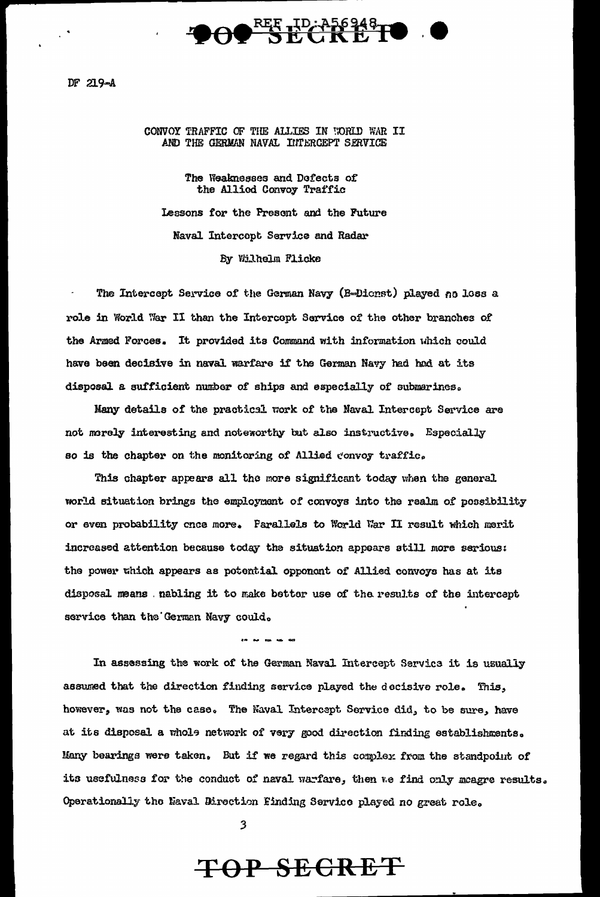DF 219-A

CONVOY TRAFFIC OF THE ALLIES IN WORLD WAR II
AND THE GERMAN NAVAL INTERCEPT SERVICE

The Weaknesses and Defects of
the Allied Convoy Traffic

Lessons for the Present and the Future

Naval Intercept Service and Radar

By Wilhelm Flicke

The Intercept Service of the German Navy (B-Dienst) played no less a role in World War II than the Intercept Service of the other branches of the Armed Forces. It provided its Command with information which could have been decisive in naval warfare if the German Navy had had at its disposal a sufficient number of ships and especially of submarines.

Many details of the practical work of the Naval Intercept Service are not merely interesting and noteworthy but also instructive. Especially so is the chapter on the monitoring of Allied convoy traffic.

This chapter appears all the more significant today when the general world situation brings the employment of convoys into the realm of possibility or even probability once more. Parallels to World War II result which merit increased attention because today the situation appears still more serious: the power which appears as potential opponent of Allied convoys has at its disposal means enabling it to make better use of the results of the intercept service than the German Navy could.

- - - - -

In assessing the work of the German Naval Intercept Service it is usually assumed that the direction finding service played the decisive role. This, however, was not the case. The Naval Intercept Service did, to be sure, have at its disposal a whole network of very good direction finding establishments. Many bearings were taken. But if we regard this complex from the standpoint of its usefulness for the conduct of naval warfare, then we find only meagre results. Operationally the Naval Direction Finding Service played no great role.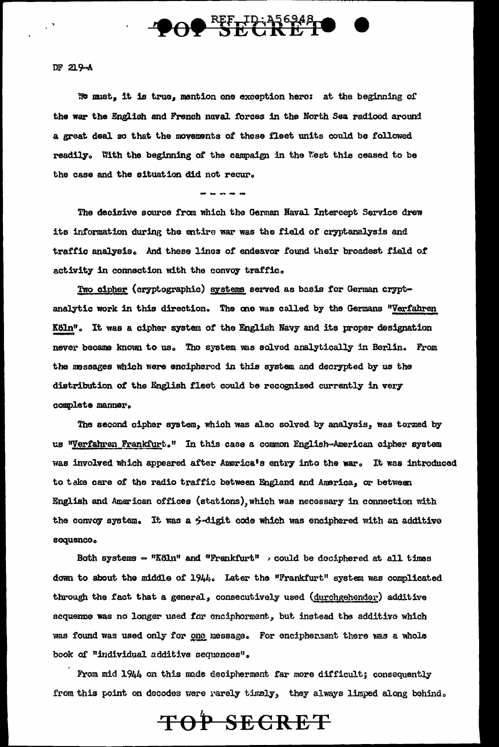DF 219-A

We must, it is true, mention one exception here: at the beginning of the war the English and French naval forces in the North Sea radioed around a great deal so that the movements of these fleet units could be followed readily. With the beginning of the campaign in the West this ceased to be the case and the situation did not recur.

- - - - -

The decisive source from which the German Naval Intercept Service drew its information during the entire war was the field of cryptanalysis and traffic analysis. And these lines of endeavor found their broadest field of activity in connection with the convoy traffic.

Two cipher (cryptographic) systems served as basis for German cryptanalytic work in this direction. The one was called by the Germans "Verfahren Köln". It was a cipher system of the English Navy and its proper designation never became known to us. The system was solved analytically in Berlin. From the messages which were enciphered in this system and decrypted by us the distribution of the English fleet could be recognized currently in very complete manner.

The second cipher system, which was also solved by analysis, was termed by us "Verfahren Frankfurt." In this case a common English-American cipher system was involved which appeared after America's entry into the war. It was introduced to take care of the radio traffic between England and America, or between English and American offices (stations), which was necessary in connection with the convoy system. It was a 5-digit code which was enciphered with an additive sequence.

Both systems - "Köln" and "Frankfurt", could be deciphered at all times down to about the middle of 1944. Later the "Frankfurt" system was complicated through the fact that a general, consecutively used (durchgehender) additive sequence was no longer used for encipherment, but instead the additive which was found was used only for one message. For encipherment there was a whole book of "individual additive sequences".

From mid 1944 on this made decipherment far more difficult; consequently from this point on decodes were rarely timely, they always limped along behind.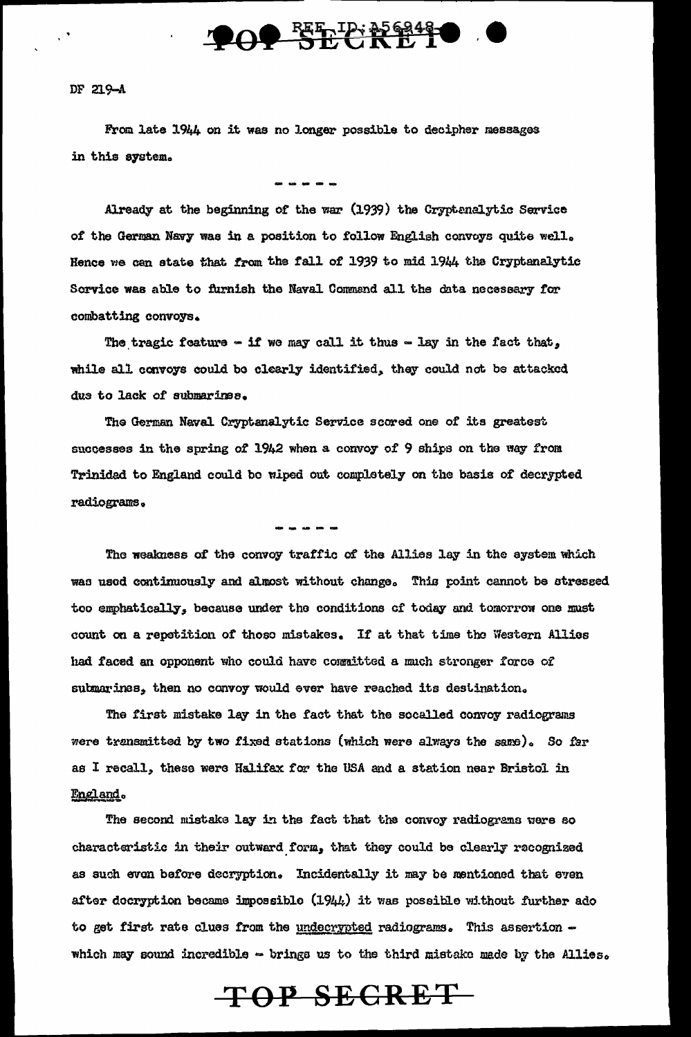DF 219-A

From late 1944 on it was no longer possible to decipher messages in this system.

- - - - -

Already at the beginning of the war (1939) the Cryptanalytic Service of the German Navy was in a position to follow English convoys quite well. Hence we can state that from the fall of 1939 to mid 1944 the Cryptanalytic Service was able to furnish the Naval Command all the data necessary for combatting convoys.

The tragic feature - if we may call it thus - lay in the fact that, while all convoys could be clearly identified, they could not be attacked due to lack of submarines.

The German Naval Cryptanalytic Service scored one of its greatest successes in the spring of 1942 when a convoy of 9 ships on the way from Trinidad to England could be wiped out completely on the basis of decrypted radiograms.

- - - - -

The weakness of the convoy traffic of the Allies lay in the system which was used continuously and almost without change. This point cannot be stressed too emphatically, because under the conditions of today and tomorrow one must count on a repetition of those mistakes. If at that time the Western Allies had faced an opponent who could have committed a much stronger force of submarines, then no convoy would ever have reached its destination.

The first mistake lay in the fact that the socalled convoy radiograms were transmitted by two fixed stations (which were always the same). So far as I recall, these were Halifax for the USA and a station near Bristol in England.

The second mistake lay in the fact that the convoy radiograms were so characteristic in their outward form, that they could be clearly recognized as such even before decryption. Incidentally it may be mentioned that even after decryption became impossible (1944) it was possible without further ado to get first rate clues from the undecrypted radiograms. This assertion - which may sound incredible - brings us to the third mistake made by the Allies.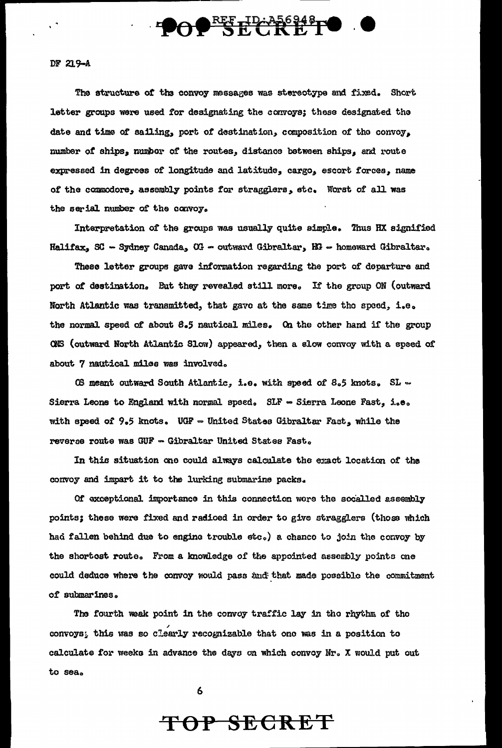DF 219-A

The structure of the convoy messages was stereotype and fixed. Short letter groups were used for designating the convoys; these designated the date and time of sailing, port of destination, composition of the convoy, number of ships, number of the routes, distance between ships, and route expressed in degrees of longitude and latitude, cargo, escort forces, name of the commodore, assembly points for stragglers, etc. Worst of all was the serial number of the convoy.

Interpretation of the groups was usually quite simple. Thus HX signified Halifax, SC - Sydney Canada, OG - outward Gibraltar, HG - homeward Gibraltar.

These letter groups gave information regarding the port of departure and port of destination. But they revealed still more. If the group ON (outward North Atlantic was transmitted, that gave at the same time the speed, i.e. the normal speed of about 8.5 nautical miles. On the other hand if the group ONS (outward North Atlantic Slow) appeared, then a slow convoy with a speed of about 7 nautical miles was involved.

OS meant outward South Atlantic, i.e. with speed of 8.5 knots. SL - Sierra Leone to England with normal speed. SLF - Sierra Leone Fast, i.e. with speed of 9.5 knots. UGF - United States Gibraltar Fast, while the reverse route was GUF - Gibraltar United States Fast.

In this situation one could always calculate the exact location of the convoy and impart it to the lurking submarine packs.

Of exceptional importance in this connection were the socalled assembly points; these were fixed and radioed in order to give stragglers (those which had fallen behind due to engine trouble etc.) a chance to join the convoy by the shortest route. From a knowledge of the appointed assembly points one could deduce where the convoy would pass and that made possible the commitment of submarines.

The fourth weak point in the convoy traffic lay in the rhythm of the convoys; this was so clearly recognizable that one was in a position to calculate for weeks in advance the days on which convoy Nr. X would put out to sea.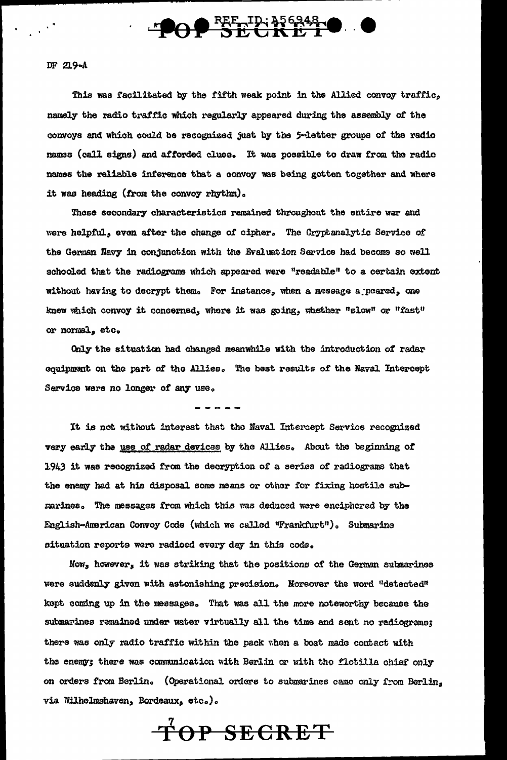DF 219-A

This was facilitated by the fifth weak point in the Allied convoy traffic, namely the radio traffic which regularly appeared during the assembly of the convoys and which could be recognized just by the 5-letter groups of the radio names (call signs) and afforded clues. It was possible to draw from the radio names the reliable inference that a convoy was being gotten together and where it was heading (from the convoy rhythm).

These secondary characteristics remained throughout the entire war and were helpful, even after the change of cipher. The Cryptanalytic Service of the German Navy in conjunction with the Evaluation Service had become so well schooled that the radiograms which appeared were "readable" to a certain extent without having to decrypt them. For instance, when a message appeared, one knew which convoy it concerned, where it was going, whether "slow" or "fast" or normal, etc.

Only the situation had changed meanwhile with the introduction of radar equipment on the part of the Allies. The best results of the Naval Intercept Service were no longer of any use.

- - - - -

It is not without interest that the Naval Intercept Service recognized very early the use of radar devices by the Allies. About the beginning of 1943 it was recognized from the decryption of a series of radiograms that the enemy had at his disposal some means or other for fixing hostile submarines. The messages from which this was deduced were enciphered by the English-American Convoy Code (which we called "Frankfurt"). Submarine situation reports were radioed every day in this code.

Now, however, it was striking that the positions of the German submarines were suddenly given with astonishing precision. Moreover the word "detected" kept coming up in the messages. That was all the more noteworthy because the submarines remained under water virtually all the time and sent no radiograms; there was only radio traffic within the pack when a boat made contact with the enemy; there was communication with Berlin or with the flotilla chief only on orders from Berlin. (Operational orders to submarines came only from Berlin, via Wilhelmshaven, Bordeaux, etc.).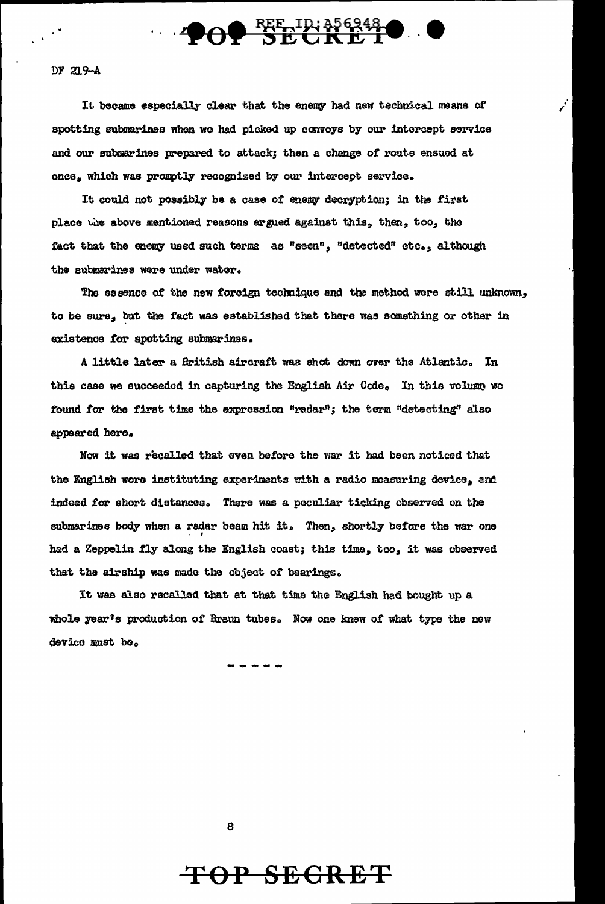DF 219-A

It became especially clear that the enemy had new technical means of spotting submarines when we had picked up convoys by our intercept service and our submarines prepared to attack; then a change of route ensued at once, which was promptly recognized by our intercept service.

It could not possibly be a case of enemy decryption; in the first place the above mentioned reasons argued against this, then, too, the fact that the enemy used such terms as "seen", "detected" etc., although the submarines were under water.

The essence of the new foreign technique and the method were still unknown, to be sure, but the fact was established that there was something or other in existence for spotting submarines.

A little later a British aircraft was shot down over the Atlantic. In this case we succeeded in capturing the English Air Code. In this volume we found for the first time the expression "radar"; the term "detecting" also appeared here.

Now it was recalled that even before the war it had been noticed that the English were instituting experiments with a radio measuring device, and indeed for short distances. There was a peculiar ticking observed on the submarines body when a radar beam hit it. Then, shortly before the war one had a Zeppelin fly along the English coast; this time, too, it was observed that the airship was made the object of bearings.

It was also recalled that at that time the English had bought up a whole year's production of Braun tubes. Now one knew of what type the new device must be.

- - - - -